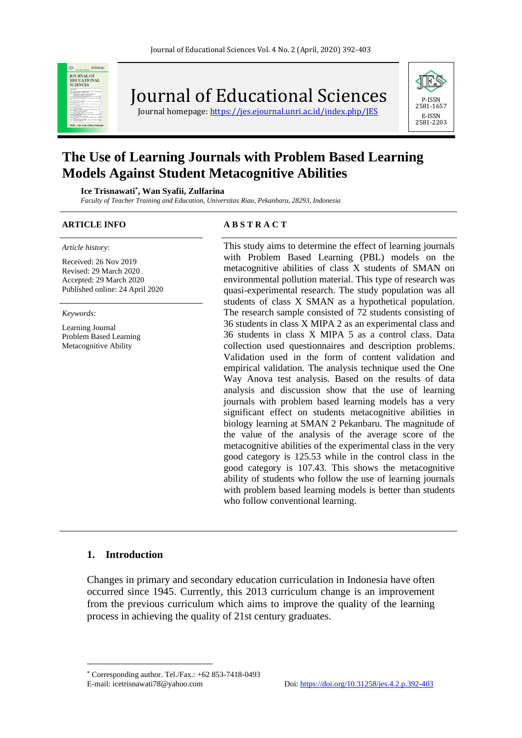# Journal of Educational Sciences

Journal homepage: https://jes.ejournal.unri.ac.id/index.php/JES

P-ISSN 2581-1657
E-ISSN 2581-2203

# The Use of Learning Journals with Problem Based Learning Models Against Student Metacognitive Abilities

**Ice Trisnawati*, Wan Syafii, Zulfarina**

*Faculty of Teacher Training and Education, Universitas Riau, Pekanbaru, 28293, Indonesia*

**ARTICLE INFO**

*Article history*:

Received: 26 Nov 2019
Revised: 29 March 2020
Accepted: 29 March 2020
Published online: 24 April 2020

*Keywords:*

Learning Journal
Problem Based Learning
Metacognitive Ability

**A B S T R A C T**

This study aims to determine the effect of learning journals with Problem Based Learning (PBL) models on the metacognitive abilities of class X students of SMAN on environmental pollution material. This type of research was quasi-experimental research. The study population was all students of class X SMAN as a hypothetical population. The research sample consisted of 72 students consisting of 36 students in class X MIPA 2 as an experimental class and 36 students in class X MIPA 5 as a control class. Data collection used questionnaires and description problems. Validation used in the form of content validation and empirical validation. The analysis technique used the One Way Anova test analysis. Based on the results of data analysis and discussion show that the use of learning journals with problem based learning models has a very significant effect on students metacognitive abilities in biology learning at SMAN 2 Pekanbaru. The magnitude of the value of the analysis of the average score of the metacognitive abilities of the experimental class in the very good category is 125.53 while in the control class in the good category is 107.43. This shows the metacognitive ability of students who follow the use of learning journals with problem based learning models is better than students who follow conventional learning.

## 1. Introduction

Changes in primary and secondary education curriculation in Indonesia have often occurred since 1945. Currently, this 2013 curriculum change is an improvement from the previous curriculum which aims to improve the quality of the learning process in achieving the quality of 21st century graduates.

* Corresponding author. Tel./Fax.: +62 853-7418-0493
E-mail: icetrisnawati78@yahoo.com

Doi: https://doi.org/10.31258/jes.4.2.p.392-403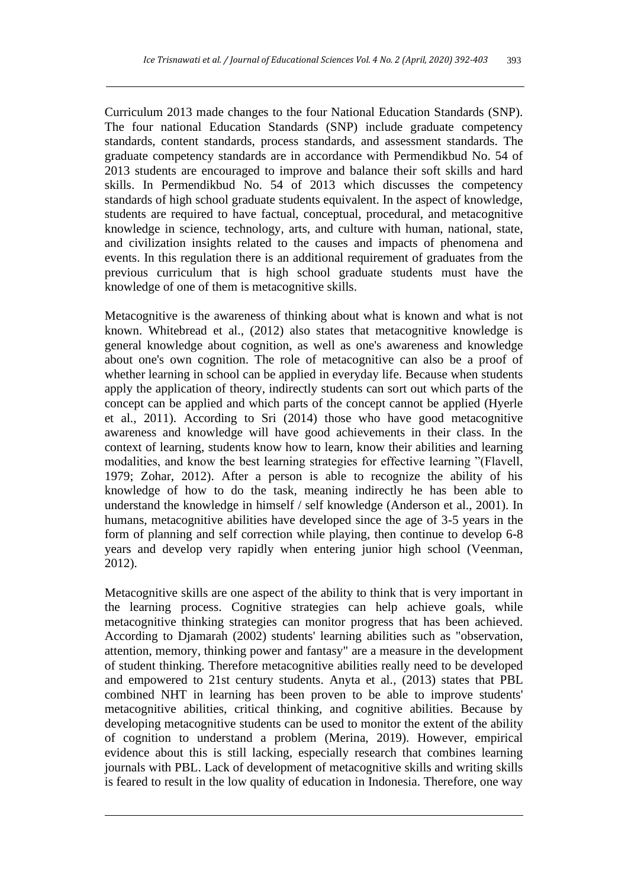Curriculum 2013 made changes to the four National Education Standards (SNP). The four national Education Standards (SNP) include graduate competency standards, content standards, process standards, and assessment standards. The graduate competency standards are in accordance with Permendikbud No. 54 of 2013 students are encouraged to improve and balance their soft skills and hard skills. In Permendikbud No. 54 of 2013 which discusses the competency standards of high school graduate students equivalent. In the aspect of knowledge, students are required to have factual, conceptual, procedural, and metacognitive knowledge in science, technology, arts, and culture with human, national, state, and civilization insights related to the causes and impacts of phenomena and events. In this regulation there is an additional requirement of graduates from the previous curriculum that is high school graduate students must have the knowledge of one of them is metacognitive skills.

Metacognitive is the awareness of thinking about what is known and what is not known. Whitebread et al., (2012) also states that metacognitive knowledge is general knowledge about cognition, as well as one's awareness and knowledge about one's own cognition. The role of metacognitive can also be a proof of whether learning in school can be applied in everyday life. Because when students apply the application of theory, indirectly students can sort out which parts of the concept can be applied and which parts of the concept cannot be applied (Hyerle et al., 2011). According to Sri (2014) those who have good metacognitive awareness and knowledge will have good achievements in their class. In the context of learning, students know how to learn, know their abilities and learning modalities, and know the best learning strategies for effective learning "(Flavell, 1979; Zohar, 2012). After a person is able to recognize the ability of his knowledge of how to do the task, meaning indirectly he has been able to understand the knowledge in himself / self knowledge (Anderson et al., 2001). In humans, metacognitive abilities have developed since the age of 3-5 years in the form of planning and self correction while playing, then continue to develop 6-8 years and develop very rapidly when entering junior high school (Veenman, 2012).

Metacognitive skills are one aspect of the ability to think that is very important in the learning process. Cognitive strategies can help achieve goals, while metacognitive thinking strategies can monitor progress that has been achieved. According to Djamarah (2002) students' learning abilities such as "observation, attention, memory, thinking power and fantasy" are a measure in the development of student thinking. Therefore metacognitive abilities really need to be developed and empowered to 21st century students. Anyta et al., (2013) states that PBL combined NHT in learning has been proven to be able to improve students' metacognitive abilities, critical thinking, and cognitive abilities. Because by developing metacognitive students can be used to monitor the extent of the ability of cognition to understand a problem (Merina, 2019). However, empirical evidence about this is still lacking, especially research that combines learning journals with PBL. Lack of development of metacognitive skills and writing skills is feared to result in the low quality of education in Indonesia. Therefore, one way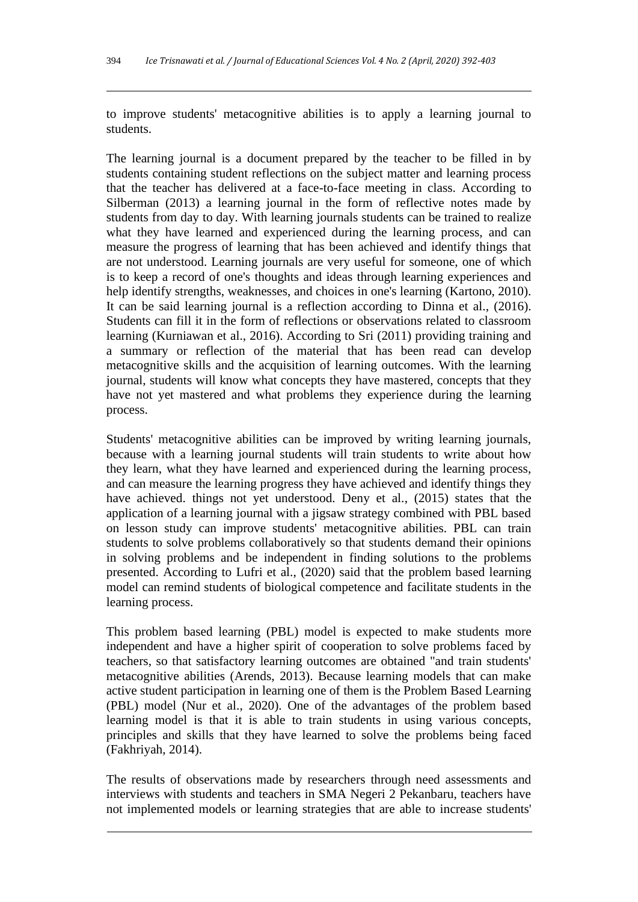to improve students' metacognitive abilities is to apply a learning journal to students.

The learning journal is a document prepared by the teacher to be filled in by students containing student reflections on the subject matter and learning process that the teacher has delivered at a face-to-face meeting in class. According to Silberman (2013) a learning journal in the form of reflective notes made by students from day to day. With learning journals students can be trained to realize what they have learned and experienced during the learning process, and can measure the progress of learning that has been achieved and identify things that are not understood. Learning journals are very useful for someone, one of which is to keep a record of one's thoughts and ideas through learning experiences and help identify strengths, weaknesses, and choices in one's learning (Kartono, 2010). It can be said learning journal is a reflection according to Dinna et al., (2016). Students can fill it in the form of reflections or observations related to classroom learning (Kurniawan et al., 2016). According to Sri (2011) providing training and a summary or reflection of the material that has been read can develop metacognitive skills and the acquisition of learning outcomes. With the learning journal, students will know what concepts they have mastered, concepts that they have not yet mastered and what problems they experience during the learning process.

Students' metacognitive abilities can be improved by writing learning journals, because with a learning journal students will train students to write about how they learn, what they have learned and experienced during the learning process, and can measure the learning progress they have achieved and identify things they have achieved. things not yet understood. Deny et al., (2015) states that the application of a learning journal with a jigsaw strategy combined with PBL based on lesson study can improve students' metacognitive abilities. PBL can train students to solve problems collaboratively so that students demand their opinions in solving problems and be independent in finding solutions to the problems presented. According to Lufri et al., (2020) said that the problem based learning model can remind students of biological competence and facilitate students in the learning process.

This problem based learning (PBL) model is expected to make students more independent and have a higher spirit of cooperation to solve problems faced by teachers, so that satisfactory learning outcomes are obtained "and train students' metacognitive abilities (Arends, 2013). Because learning models that can make active student participation in learning one of them is the Problem Based Learning (PBL) model (Nur et al., 2020). One of the advantages of the problem based learning model is that it is able to train students in using various concepts, principles and skills that they have learned to solve the problems being faced (Fakhriyah, 2014).

The results of observations made by researchers through need assessments and interviews with students and teachers in SMA Negeri 2 Pekanbaru, teachers have not implemented models or learning strategies that are able to increase students'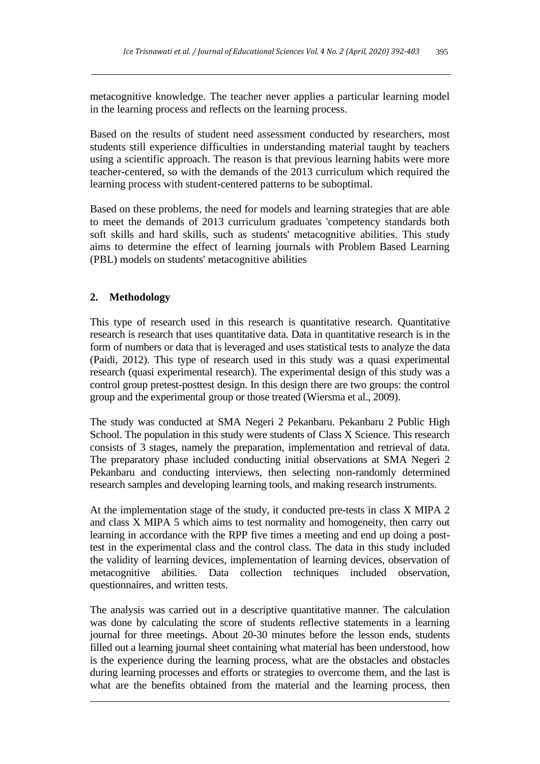metacognitive knowledge. The teacher never applies a particular learning model in the learning process and reflects on the learning process.

Based on the results of student need assessment conducted by researchers, most students still experience difficulties in understanding material taught by teachers using a scientific approach. The reason is that previous learning habits were more teacher-centered, so with the demands of the 2013 curriculum which required the learning process with student-centered patterns to be suboptimal.

Based on these problems, the need for models and learning strategies that are able to meet the demands of 2013 curriculum graduates 'competency standards both soft skills and hard skills, such as students' metacognitive abilities. This study aims to determine the effect of learning journals with Problem Based Learning (PBL) models on students' metacognitive abilities

## 2. Methodology

This type of research used in this research is quantitative research. Quantitative research is research that uses quantitative data. Data in quantitative research is in the form of numbers or data that is leveraged and uses statistical tests to analyze the data (Paidi, 2012). This type of research used in this study was a quasi experimental research (quasi experimental research). The experimental design of this study was a control group pretest-posttest design. In this design there are two groups: the control group and the experimental group or those treated (Wiersma et al., 2009).

The study was conducted at SMA Negeri 2 Pekanbaru. Pekanbaru 2 Public High School. The population in this study were students of Class X Science. This research consists of 3 stages, namely the preparation, implementation and retrieval of data. The preparatory phase included conducting initial observations at SMA Negeri 2 Pekanbaru and conducting interviews, then selecting non-randomly determined research samples and developing learning tools, and making research instruments.

At the implementation stage of the study, it conducted pre-tests in class X MIPA 2 and class X MIPA 5 which aims to test normality and homogeneity, then carry out learning in accordance with the RPP five times a meeting and end up doing a post-test in the experimental class and the control class. The data in this study included the validity of learning devices, implementation of learning devices, observation of metacognitive abilities. Data collection techniques included observation, questionnaires, and written tests.

The analysis was carried out in a descriptive quantitative manner. The calculation was done by calculating the score of students reflective statements in a learning journal for three meetings. About 20-30 minutes before the lesson ends, students filled out a learning journal sheet containing what material has been understood, how is the experience during the learning process, what are the obstacles and obstacles during learning processes and efforts or strategies to overcome them, and the last is what are the benefits obtained from the material and the learning process, then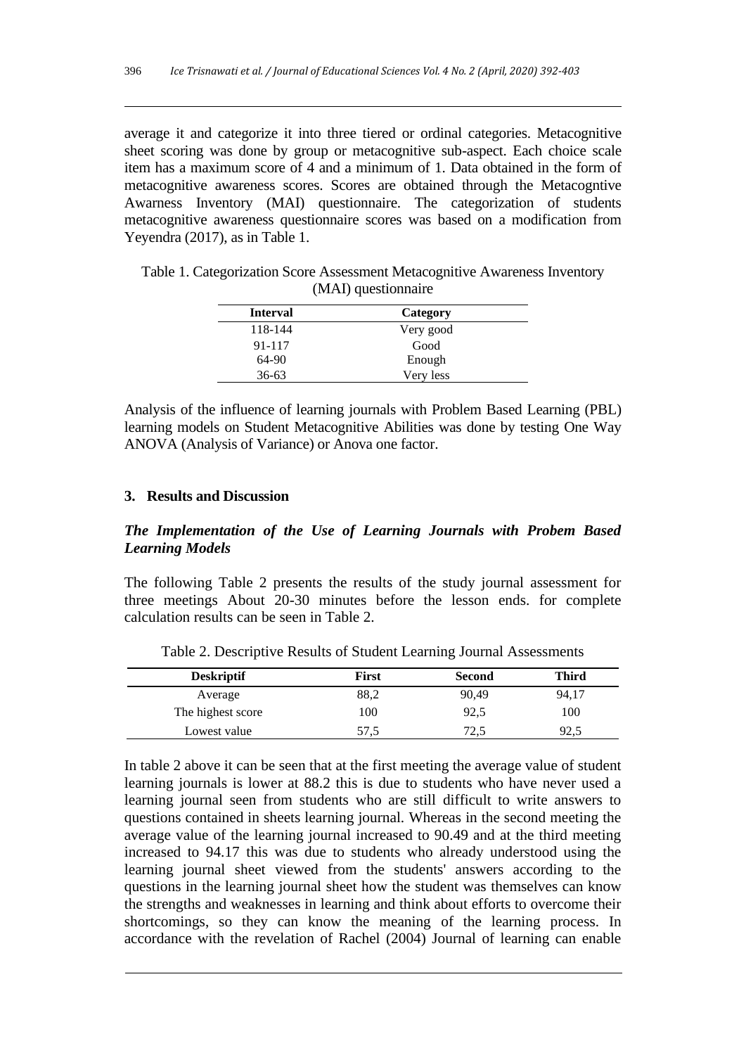average it and categorize it into three tiered or ordinal categories. Metacognitive sheet scoring was done by group or metacognitive sub-aspect. Each choice scale item has a maximum score of 4 and a minimum of 1. Data obtained in the form of metacognitive awareness scores. Scores are obtained through the Metacogntive Awarness Inventory (MAI) questionnaire. The categorization of students metacognitive awareness questionnaire scores was based on a modification from Yeyendra (2017), as in Table 1.

Table 1. Categorization Score Assessment Metacognitive Awareness Inventory (MAI) questionnaire

| Interval | Category |
|---|---|
| 118-144 | Very good |
| 91-117 | Good |
| 64-90 | Enough |
| 36-63 | Very less |

Analysis of the influence of learning journals with Problem Based Learning (PBL) learning models on Student Metacognitive Abilities was done by testing One Way ANOVA (Analysis of Variance) or Anova one factor.

## 3. Results and Discussion

### *The Implementation of the Use of Learning Journals with Probem Based Learning Models*

The following Table 2 presents the results of the study journal assessment for three meetings About 20-30 minutes before the lesson ends. for complete calculation results can be seen in Table 2.

Table 2. Descriptive Results of Student Learning Journal Assessments

| Deskriptif | First | Second | Third |
|---|---|---|---|
| Average | 88,2 | 90,49 | 94,17 |
| The highest score | 100 | 92,5 | 100 |
| Lowest value | 57,5 | 72,5 | 92,5 |

In table 2 above it can be seen that at the first meeting the average value of student learning journals is lower at 88.2 this is due to students who have never used a learning journal seen from students who are still difficult to write answers to questions contained in sheets learning journal. Whereas in the second meeting the average value of the learning journal increased to 90.49 and at the third meeting increased to 94.17 this was due to students who already understood using the learning journal sheet viewed from the students' answers according to the questions in the learning journal sheet how the student was themselves can know the strengths and weaknesses in learning and think about efforts to overcome their shortcomings, so they can know the meaning of the learning process. In accordance with the revelation of Rachel (2004) Journal of learning can enable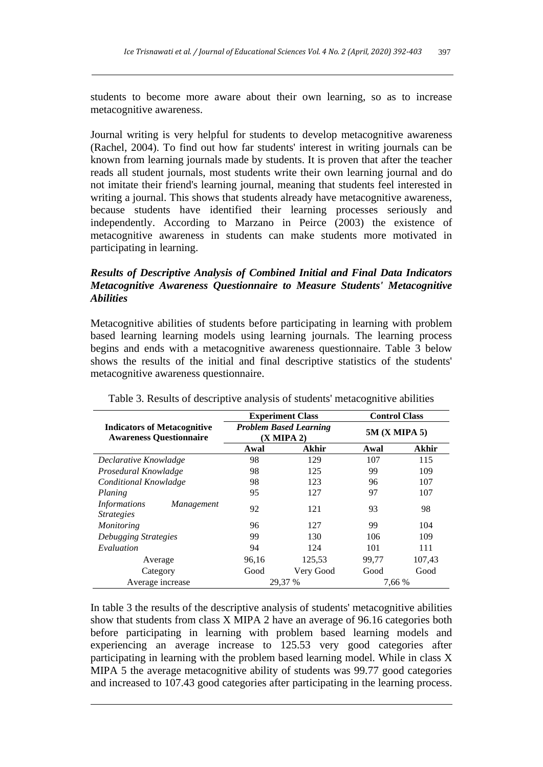students to become more aware about their own learning, so as to increase metacognitive awareness.

Journal writing is very helpful for students to develop metacognitive awareness (Rachel, 2004). To find out how far students' interest in writing journals can be known from learning journals made by students. It is proven that after the teacher reads all student journals, most students write their own learning journal and do not imitate their friend's learning journal, meaning that students feel interested in writing a journal. This shows that students already have metacognitive awareness, because students have identified their learning processes seriously and independently. According to Marzano in Peirce (2003) the existence of metacognitive awareness in students can make students more motivated in participating in learning.

### *Results of Descriptive Analysis of Combined Initial and Final Data Indicators Metacognitive Awareness Questionnaire to Measure Students' Metacognitive Abilities*

Metacognitive abilities of students before participating in learning with problem based learning learning models using learning journals. The learning process begins and ends with a metacognitive awareness questionnaire. Table 3 below shows the results of the initial and final descriptive statistics of the students' metacognitive awareness questionnaire.

Table 3. Results of descriptive analysis of students' metacognitive abilities

| Indicators of Metacognitive Awareness Questionnaire | Experiment Class *Problem Based Learning* (X MIPA 2) | | Control Class 5M (X MIPA 5) | |
|---|---|---|---|---|
| | Awal | Akhir | Awal | Akhir |
| *Declarative Knowladge* | 98 | 129 | 107 | 115 |
| *Prosedural Knowladge* | 98 | 125 | 99 | 109 |
| *Conditional Knowladge* | 98 | 123 | 96 | 107 |
| *Planing* | 95 | 127 | 97 | 107 |
| *Informations Management Strategies* | 92 | 121 | 93 | 98 |
| *Monitoring* | 96 | 127 | 99 | 104 |
| *Debugging Strategies* | 99 | 130 | 106 | 109 |
| *Evaluation* | 94 | 124 | 101 | 111 |
| Average | 96,16 | 125,53 | 99,77 | 107,43 |
| Category | Good | Very Good | Good | Good |
| Average increase | 29,37 % | | 7,66 % | |

In table 3 the results of the descriptive analysis of students' metacognitive abilities show that students from class X MIPA 2 have an average of 96.16 categories both before participating in learning with problem based learning models and experiencing an average increase to 125.53 very good categories after participating in learning with the problem based learning model. While in class X MIPA 5 the average metacognitive ability of students was 99.77 good categories and increased to 107.43 good categories after participating in the learning process.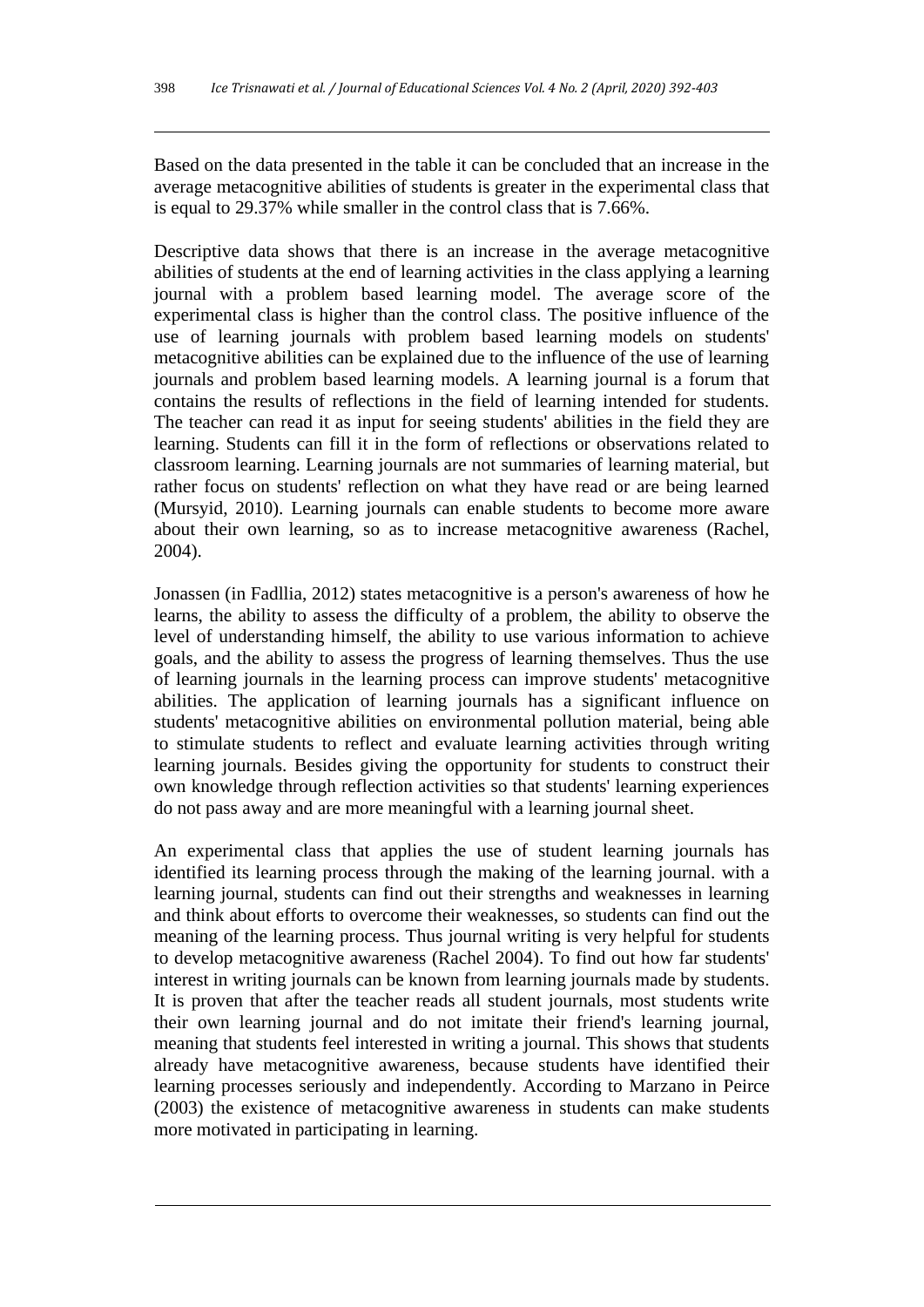Based on the data presented in the table it can be concluded that an increase in the average metacognitive abilities of students is greater in the experimental class that is equal to 29.37% while smaller in the control class that is 7.66%.

Descriptive data shows that there is an increase in the average metacognitive abilities of students at the end of learning activities in the class applying a learning journal with a problem based learning model. The average score of the experimental class is higher than the control class. The positive influence of the use of learning journals with problem based learning models on students' metacognitive abilities can be explained due to the influence of the use of learning journals and problem based learning models. A learning journal is a forum that contains the results of reflections in the field of learning intended for students. The teacher can read it as input for seeing students' abilities in the field they are learning. Students can fill it in the form of reflections or observations related to classroom learning. Learning journals are not summaries of learning material, but rather focus on students' reflection on what they have read or are being learned (Mursyid, 2010). Learning journals can enable students to become more aware about their own learning, so as to increase metacognitive awareness (Rachel, 2004).

Jonassen (in Fadllia, 2012) states metacognitive is a person's awareness of how he learns, the ability to assess the difficulty of a problem, the ability to observe the level of understanding himself, the ability to use various information to achieve goals, and the ability to assess the progress of learning themselves. Thus the use of learning journals in the learning process can improve students' metacognitive abilities. The application of learning journals has a significant influence on students' metacognitive abilities on environmental pollution material, being able to stimulate students to reflect and evaluate learning activities through writing learning journals. Besides giving the opportunity for students to construct their own knowledge through reflection activities so that students' learning experiences do not pass away and are more meaningful with a learning journal sheet.

An experimental class that applies the use of student learning journals has identified its learning process through the making of the learning journal. with a learning journal, students can find out their strengths and weaknesses in learning and think about efforts to overcome their weaknesses, so students can find out the meaning of the learning process. Thus journal writing is very helpful for students to develop metacognitive awareness (Rachel 2004). To find out how far students' interest in writing journals can be known from learning journals made by students. It is proven that after the teacher reads all student journals, most students write their own learning journal and do not imitate their friend's learning journal, meaning that students feel interested in writing a journal. This shows that students already have metacognitive awareness, because students have identified their learning processes seriously and independently. According to Marzano in Peirce (2003) the existence of metacognitive awareness in students can make students more motivated in participating in learning.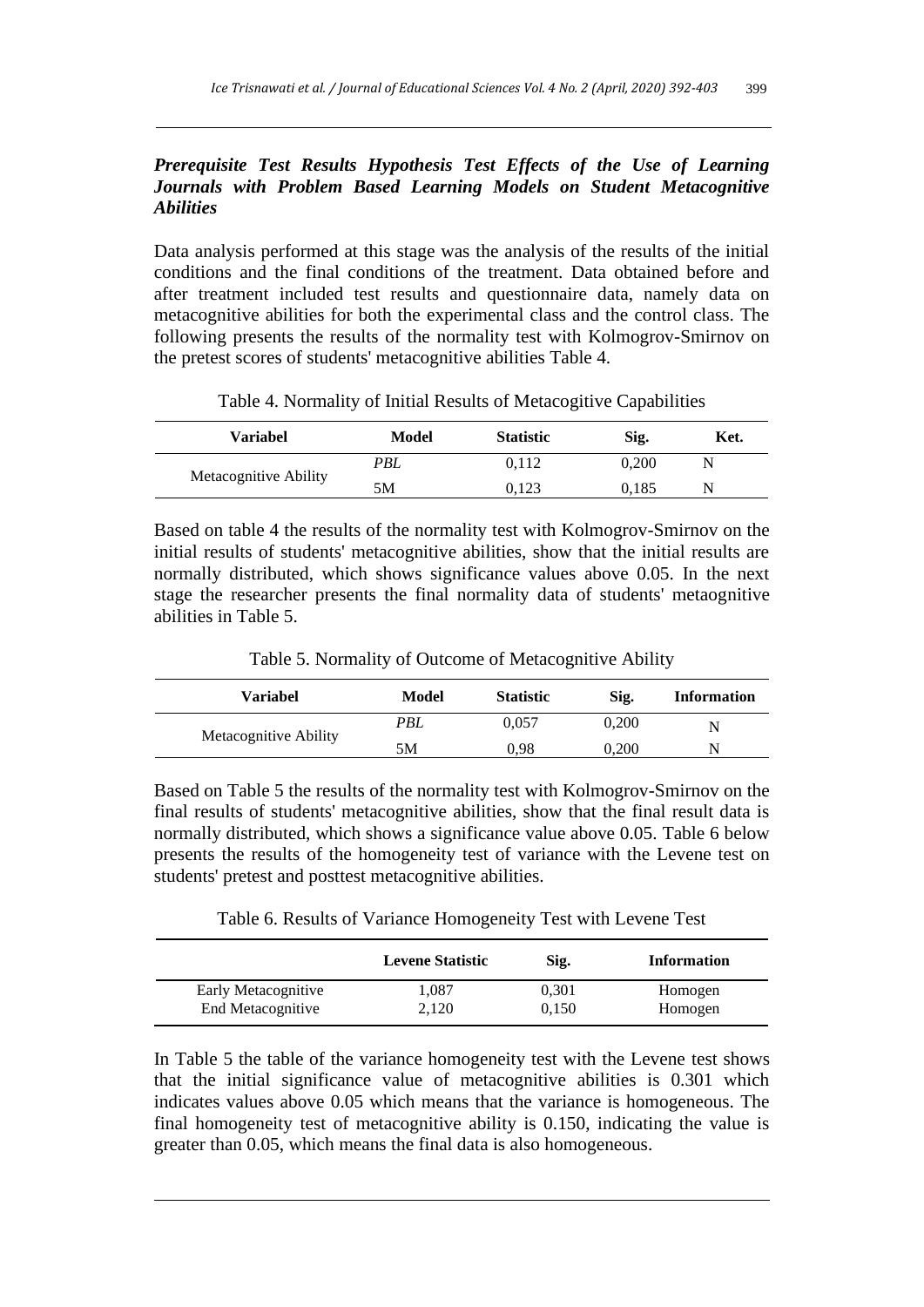### *Prerequisite Test Results Hypothesis Test Effects of the Use of Learning Journals with Problem Based Learning Models on Student Metacognitive Abilities*

Data analysis performed at this stage was the analysis of the results of the initial conditions and the final conditions of the treatment. Data obtained before and after treatment included test results and questionnaire data, namely data on metacognitive abilities for both the experimental class and the control class. The following presents the results of the normality test with Kolmogrov-Smirnov on the pretest scores of students' metacognitive abilities Table 4.

Table 4. Normality of Initial Results of Metacogitive Capabilities

| Variabel | Model | Statistic | Sig. | Ket. |
|---|---|---|---|---|
| Metacognitive Ability | *PBL* | 0,112 | 0,200 | N |
| | 5M | 0,123 | 0,185 | N |

Based on table 4 the results of the normality test with Kolmogrov-Smirnov on the initial results of students' metacognitive abilities, show that the initial results are normally distributed, which shows significance values above 0.05. In the next stage the researcher presents the final normality data of students' metaognitive abilities in Table 5.

Table 5. Normality of Outcome of Metacognitive Ability

| Variabel | Model | Statistic | Sig. | Information |
|---|---|---|---|---|
| Metacognitive Ability | *PBL* | 0,057 | 0,200 | N |
| | 5M | 0,98 | 0,200 | N |

Based on Table 5 the results of the normality test with Kolmogrov-Smirnov on the final results of students' metacognitive abilities, show that the final result data is normally distributed, which shows a significance value above 0.05. Table 6 below presents the results of the homogeneity test of variance with the Levene test on students' pretest and posttest metacognitive abilities.

Table 6. Results of Variance Homogeneity Test with Levene Test

| | Levene Statistic | Sig. | Information |
|---|---|---|---|
| Early Metacognitive | 1,087 | 0,301 | Homogen |
| End Metacognitive | 2,120 | 0,150 | Homogen |

In Table 5 the table of the variance homogeneity test with the Levene test shows that the initial significance value of metacognitive abilities is 0.301 which indicates values above 0.05 which means that the variance is homogeneous. The final homogeneity test of metacognitive ability is 0.150, indicating the value is greater than 0.05, which means the final data is also homogeneous.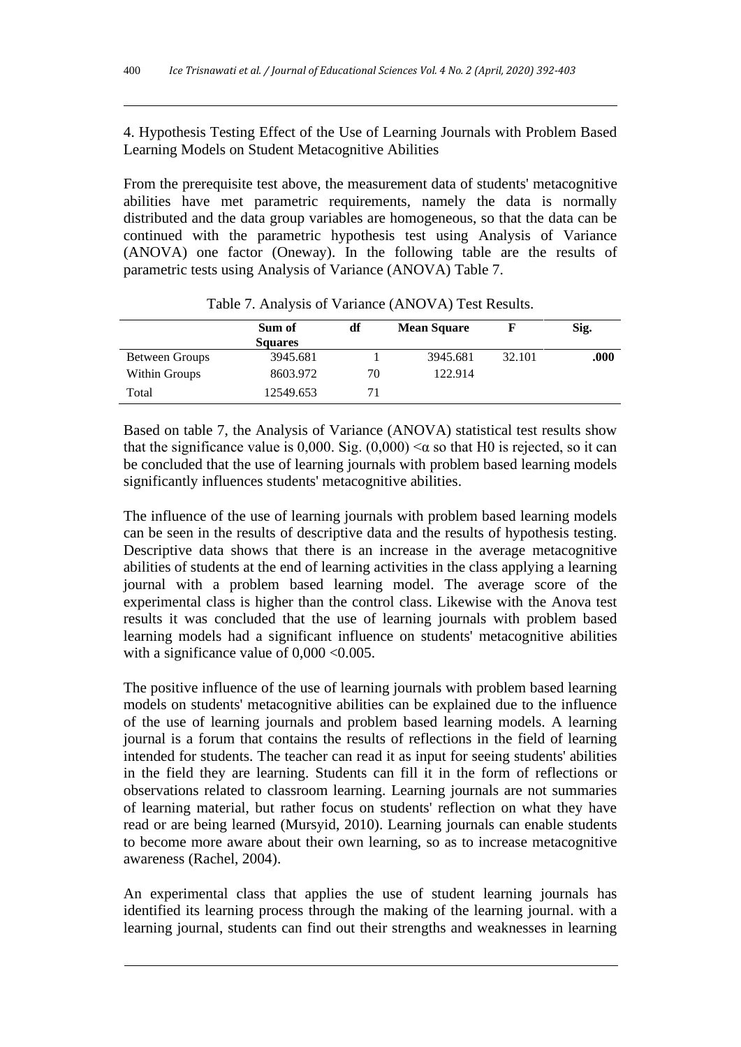4. Hypothesis Testing Effect of the Use of Learning Journals with Problem Based Learning Models on Student Metacognitive Abilities

From the prerequisite test above, the measurement data of students' metacognitive abilities have met parametric requirements, namely the data is normally distributed and the data group variables are homogeneous, so that the data can be continued with the parametric hypothesis test using Analysis of Variance (ANOVA) one factor (Oneway). In the following table are the results of parametric tests using Analysis of Variance (ANOVA) Table 7.

Table 7. Analysis of Variance (ANOVA) Test Results.

| | **Sum of Squares** | **df** | **Mean Square** | **F** | **Sig.** |
|---|---|---|---|---|---|
| Between Groups | 3945.681 | 1 | 3945.681 | 32.101 | **.000** |
| Within Groups | 8603.972 | 70 | 122.914 | | |
| Total | 12549.653 | 71 | | | |

Based on table 7, the Analysis of Variance (ANOVA) statistical test results show that the significance value is 0,000. Sig. (0,000) $<\alpha$ so that H0 is rejected, so it can be concluded that the use of learning journals with problem based learning models significantly influences students' metacognitive abilities.

The influence of the use of learning journals with problem based learning models can be seen in the results of descriptive data and the results of hypothesis testing. Descriptive data shows that there is an increase in the average metacognitive abilities of students at the end of learning activities in the class applying a learning journal with a problem based learning model. The average score of the experimental class is higher than the control class. Likewise with the Anova test results it was concluded that the use of learning journals with problem based learning models had a significant influence on students' metacognitive abilities with a significance value of 0,000 <0.005.

The positive influence of the use of learning journals with problem based learning models on students' metacognitive abilities can be explained due to the influence of the use of learning journals and problem based learning models. A learning journal is a forum that contains the results of reflections in the field of learning intended for students. The teacher can read it as input for seeing students' abilities in the field they are learning. Students can fill it in the form of reflections or observations related to classroom learning. Learning journals are not summaries of learning material, but rather focus on students' reflection on what they have read or are being learned (Mursyid, 2010). Learning journals can enable students to become more aware about their own learning, so as to increase metacognitive awareness (Rachel, 2004).

An experimental class that applies the use of student learning journals has identified its learning process through the making of the learning journal. with a learning journal, students can find out their strengths and weaknesses in learning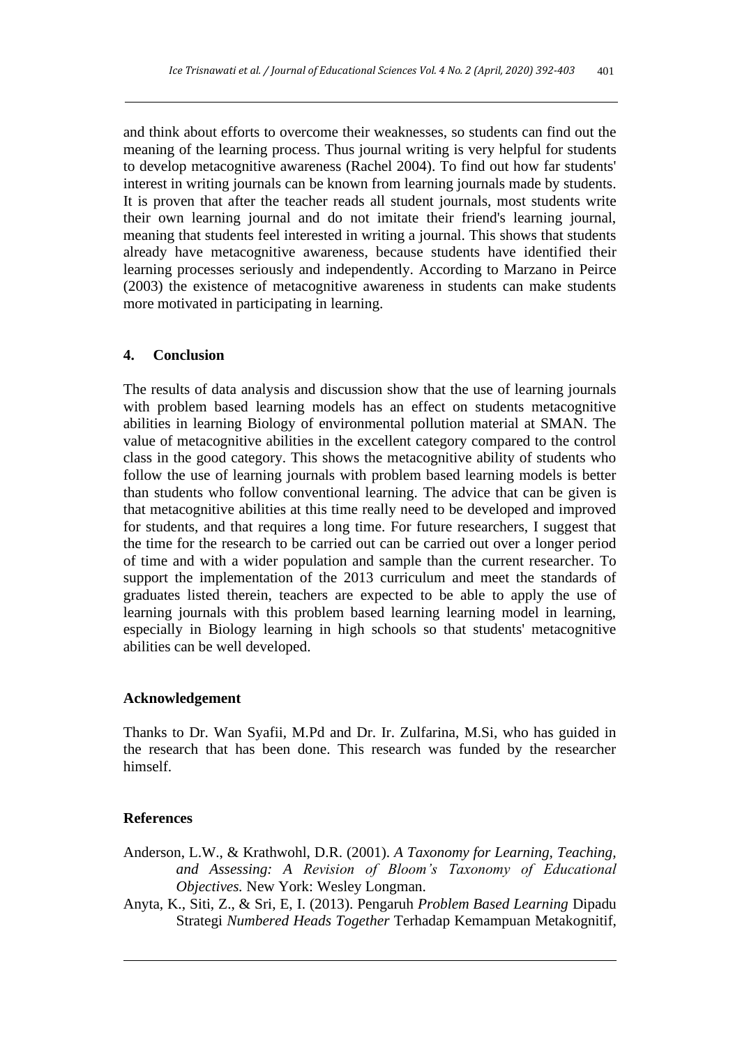and think about efforts to overcome their weaknesses, so students can find out the meaning of the learning process. Thus journal writing is very helpful for students to develop metacognitive awareness (Rachel 2004). To find out how far students' interest in writing journals can be known from learning journals made by students. It is proven that after the teacher reads all student journals, most students write their own learning journal and do not imitate their friend's learning journal, meaning that students feel interested in writing a journal. This shows that students already have metacognitive awareness, because students have identified their learning processes seriously and independently. According to Marzano in Peirce (2003) the existence of metacognitive awareness in students can make students more motivated in participating in learning.

## 4. Conclusion

The results of data analysis and discussion show that the use of learning journals with problem based learning models has an effect on students metacognitive abilities in learning Biology of environmental pollution material at SMAN. The value of metacognitive abilities in the excellent category compared to the control class in the good category. This shows the metacognitive ability of students who follow the use of learning journals with problem based learning models is better than students who follow conventional learning. The advice that can be given is that metacognitive abilities at this time really need to be developed and improved for students, and that requires a long time. For future researchers, I suggest that the time for the research to be carried out can be carried out over a longer period of time and with a wider population and sample than the current researcher. To support the implementation of the 2013 curriculum and meet the standards of graduates listed therein, teachers are expected to be able to apply the use of learning journals with this problem based learning learning model in learning, especially in Biology learning in high schools so that students' metacognitive abilities can be well developed.

## Acknowledgement

Thanks to Dr. Wan Syafii, M.Pd and Dr. Ir. Zulfarina, M.Si, who has guided in the research that has been done. This research was funded by the researcher himself.

## References

Anderson, L.W., & Krathwohl, D.R. (2001). *A Taxonomy for Learning, Teaching, and Assessing: A Revision of Bloom's Taxonomy of Educational Objectives.* New York: Wesley Longman.

Anyta, K., Siti, Z., & Sri, E, I. (2013). Pengaruh *Problem Based Learning* Dipadu Strategi *Numbered Heads Together* Terhadap Kemampuan Metakognitif,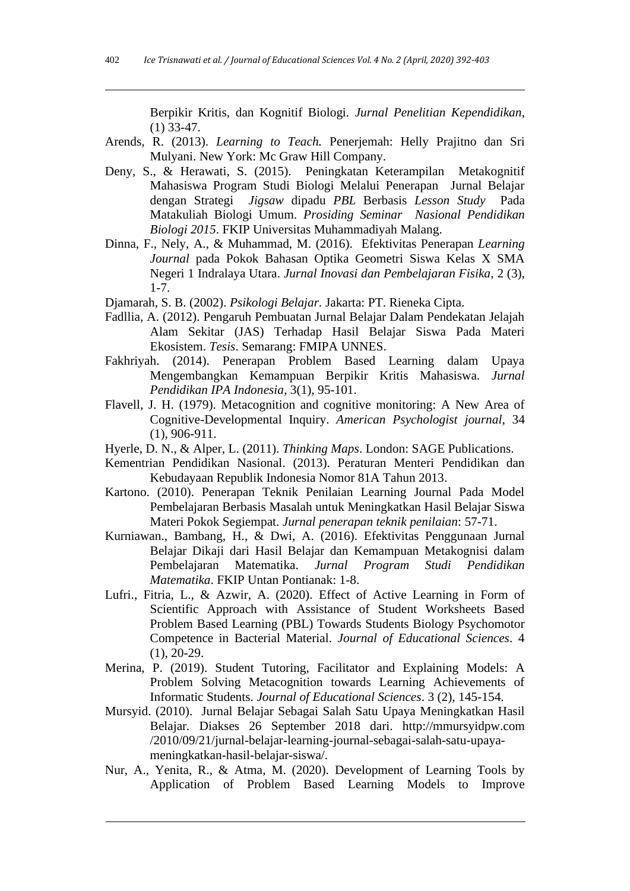Berpikir Kritis, dan Kognitif Biologi. *Jurnal Penelitian Kependidikan*, (1) 33-47.

Arends, R. (2013). *Learning to Teach.* Penerjemah: Helly Prajitno dan Sri Mulyani. New York: Mc Graw Hill Company.

Deny, S., & Herawati, S. (2015). Peningkatan Keterampilan Metakognitif Mahasiswa Program Studi Biologi Melalui Penerapan Jurnal Belajar dengan Strategi *Jigsaw* dipadu *PBL* Berbasis *Lesson Study* Pada Matakuliah Biologi Umum. *Prosiding Seminar Nasional Pendidikan Biologi 2015*. FKIP Universitas Muhammadiyah Malang.

Dinna, F., Nely, A., & Muhammad, M. (2016). Efektivitas Penerapan *Learning Journal* pada Pokok Bahasan Optika Geometri Siswa Kelas X SMA Negeri 1 Indralaya Utara. *Jurnal Inovasi dan Pembelajaran Fisika*, 2 (3), 1-7.

Djamarah, S. B. (2002). *Psikologi Belajar*. Jakarta: PT. Rieneka Cipta.

Fadllia, A. (2012). Pengaruh Pembuatan Jurnal Belajar Dalam Pendekatan Jelajah Alam Sekitar (JAS) Terhadap Hasil Belajar Siswa Pada Materi Ekosistem. *Tesis*. Semarang: FMIPA UNNES.

Fakhriyah. (2014). Penerapan Problem Based Learning dalam Upaya Mengembangkan Kemampuan Berpikir Kritis Mahasiswa. *Jurnal Pendidikan IPA Indonesia*, 3(1), 95-101.

Flavell, J. H. (1979). Metacognition and cognitive monitoring: A New Area of Cognitive-Developmental Inquiry. *American Psychologist journal*, 34 (1), 906-911.

Hyerle, D. N., & Alper, L. (2011). *Thinking Maps*. London: SAGE Publications.

Kementrian Pendidikan Nasional. (2013). Peraturan Menteri Pendidikan dan Kebudayaan Republik Indonesia Nomor 81A Tahun 2013.

Kartono. (2010). Penerapan Teknik Penilaian Learning Journal Pada Model Pembelajaran Berbasis Masalah untuk Meningkatkan Hasil Belajar Siswa Materi Pokok Segiempat. *Jurnal penerapan teknik penilaian*: 57-71.

Kurniawan., Bambang, H., & Dwi, A. (2016). Efektivitas Penggunaan Jurnal Belajar Dikaji dari Hasil Belajar dan Kemampuan Metakognisi dalam Pembelajaran Matematika. *Jurnal Program Studi Pendidikan Matematika*. FKIP Untan Pontianak: 1-8.

Lufri., Fitria, L., & Azwir, A. (2020). Effect of Active Learning in Form of Scientific Approach with Assistance of Student Worksheets Based Problem Based Learning (PBL) Towards Students Biology Psychomotor Competence in Bacterial Material. *Journal of Educational Sciences*. 4 (1), 20-29.

Merina, P. (2019). Student Tutoring, Facilitator and Explaining Models: A Problem Solving Metacognition towards Learning Achievements of Informatic Students. *Journal of Educational Sciences*. 3 (2), 145-154.

Mursyid. (2010). Jurnal Belajar Sebagai Salah Satu Upaya Meningkatkan Hasil Belajar. Diakses 26 September 2018 dari. http://mmursyidpw.com /2010/09/21/jurnal-belajar-learning-journal-sebagai-salah-satu-upaya-meningkatkan-hasil-belajar-siswa/.

Nur, A., Yenita, R., & Atma, M. (2020). Development of Learning Tools by Application of Problem Based Learning Models to Improve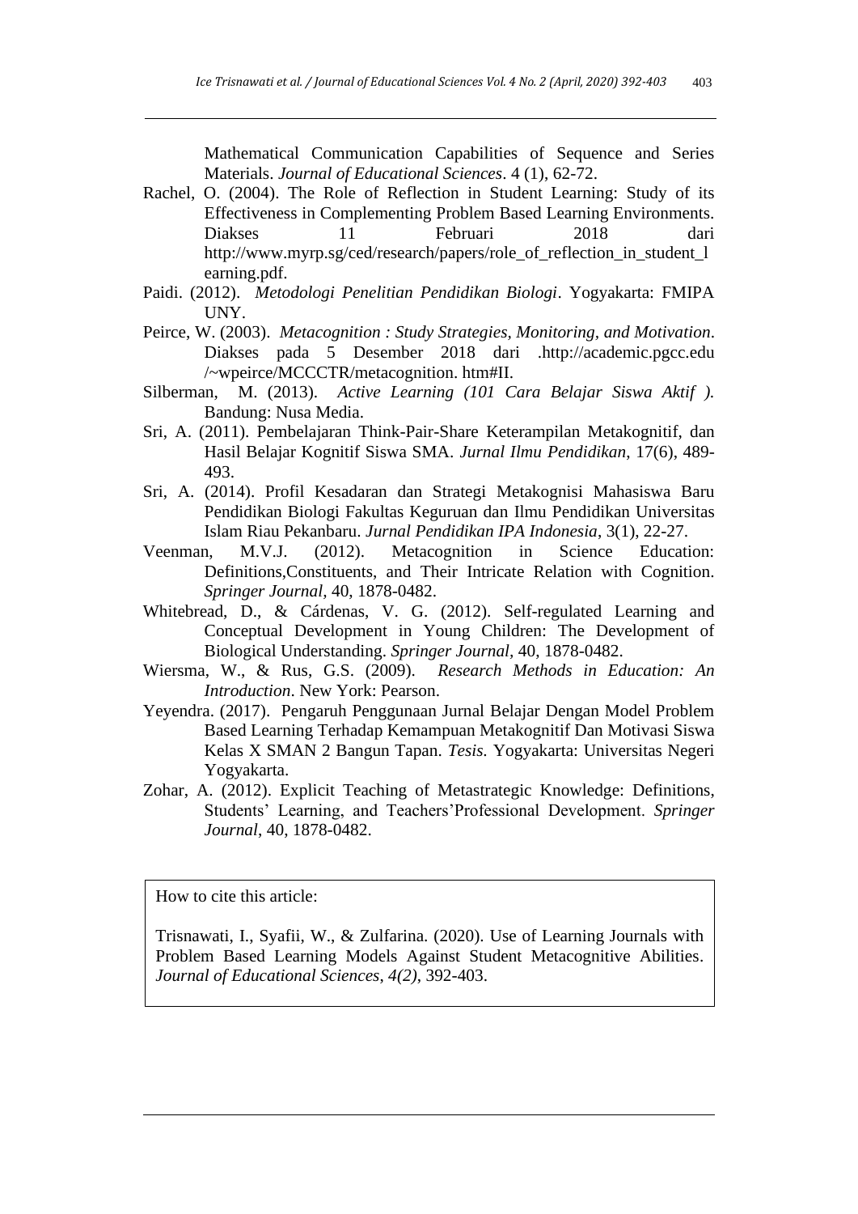Mathematical Communication Capabilities of Sequence and Series Materials. *Journal of Educational Sciences*. 4 (1), 62-72.

Rachel, O. (2004). The Role of Reflection in Student Learning: Study of its Effectiveness in Complementing Problem Based Learning Environments. Diakses 11 Februari 2018 dari http://www.myrp.sg/ced/research/papers/role_of_reflection_in_student_learning.pdf.

Paidi. (2012). *Metodologi Penelitian Pendidikan Biologi*. Yogyakarta: FMIPA UNY.

Peirce, W. (2003). *Metacognition : Study Strategies, Monitoring, and Motivation*. Diakses pada 5 Desember 2018 dari .http://academic.pgcc.edu /~wpeirce/MCCCTR/metacognition. htm#II.

Silberman, M. (2013). *Active Learning (101 Cara Belajar Siswa Aktif ).* Bandung: Nusa Media.

Sri, A. (2011). Pembelajaran Think-Pair-Share Keterampilan Metakognitif, dan Hasil Belajar Kognitif Siswa SMA. *Jurnal Ilmu Pendidikan*, 17(6), 489-493.

Sri, A. (2014). Profil Kesadaran dan Strategi Metakognisi Mahasiswa Baru Pendidikan Biologi Fakultas Keguruan dan Ilmu Pendidikan Universitas Islam Riau Pekanbaru. *Jurnal Pendidikan IPA Indonesia*, 3(1), 22-27.

Veenman, M.V.J. (2012). Metacognition in Science Education: Definitions,Constituents, and Their Intricate Relation with Cognition. *Springer Journal*, 40, 1878-0482.

Whitebread, D., & Cárdenas, V. G. (2012). Self-regulated Learning and Conceptual Development in Young Children: The Development of Biological Understanding. *Springer Journal*, 40, 1878-0482.

Wiersma, W., & Rus, G.S. (2009). *Research Methods in Education: An Introduction*. New York: Pearson.

Yeyendra. (2017). Pengaruh Penggunaan Jurnal Belajar Dengan Model Problem Based Learning Terhadap Kemampuan Metakognitif Dan Motivasi Siswa Kelas X SMAN 2 Bangun Tapan. *Tesis*. Yogyakarta: Universitas Negeri Yogyakarta.

Zohar, A. (2012). Explicit Teaching of Metastrategic Knowledge: Definitions, Students' Learning, and Teachers'Professional Development. *Springer Journal*, 40, 1878-0482.

How to cite this article:

Trisnawati, I., Syafii, W., & Zulfarina. (2020). Use of Learning Journals with Problem Based Learning Models Against Student Metacognitive Abilities. *Journal of Educational Sciences*, *4(2)*, 392-403.